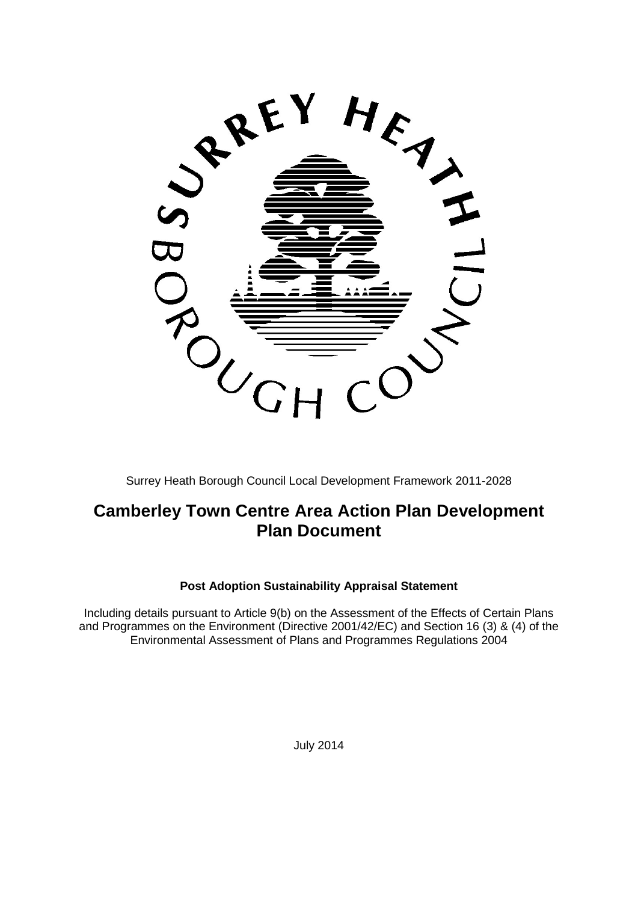Surrey Heath Borough Council Local Development Framework 2011-2028

# Camberley Town Centre Area Action Plan Development Plan Document

**Post Adoption Sustainability Appraisal Statement**

Including details pursuant to Article 9(b) on the Assessment of the Effects of Certain Plans and Programmes on the Environment (Directive 2001/42/EC) and Section 16 (3) & (4) of the Environmental Assessment of Plans and Programmes Regulations 2004

July 2014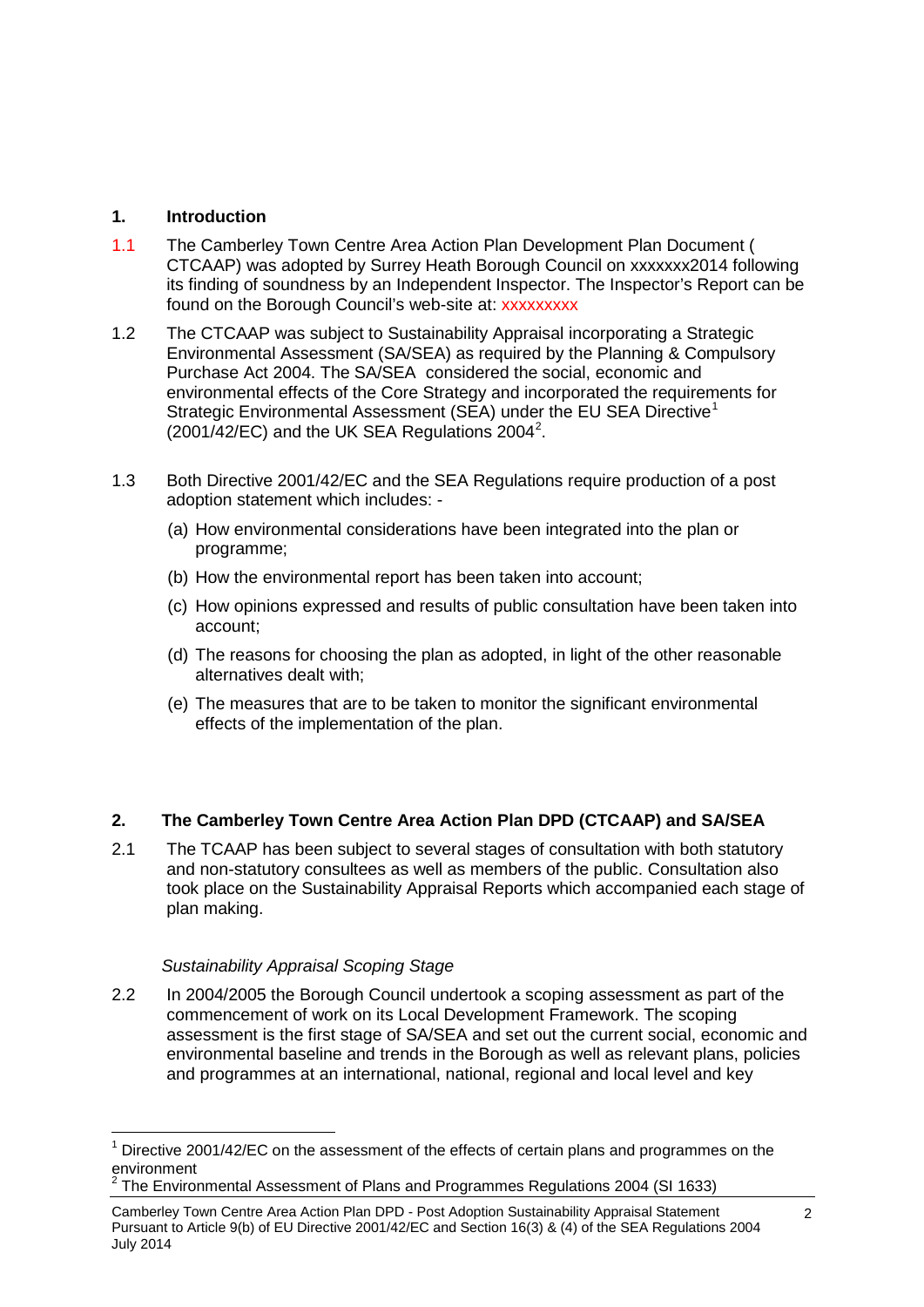## 1. Introduction

1.1 The Camberley Town Centre Area Action Plan Development Plan Document ( CTCAAP) was adopted by Surrey Heath Borough Council on xxxxxxx2014 following its finding of soundness by an Independent Inspector. The Inspector's Report can be found on the Borough Council's web-site at: xxxxxxxxx

1.2 The CTCAAP was subject to Sustainability Appraisal incorporating a Strategic Environmental Assessment (SA/SEA) as required by the Planning & Compulsory Purchase Act 2004. The SA/SEA considered the social, economic and environmental effects of the Core Strategy and incorporated the requirements for Strategic Environmental Assessment (SEA) under the EU SEA Directive[1] (2001/42/EC) and the UK SEA Regulations 2004[2].

1.3 Both Directive 2001/42/EC and the SEA Regulations require production of a post adoption statement which includes: -

(a) How environmental considerations have been integrated into the plan or programme;

(b) How the environmental report has been taken into account;

(c) How opinions expressed and results of public consultation have been taken into account;

(d) The reasons for choosing the plan as adopted, in light of the other reasonable alternatives dealt with;

(e) The measures that are to be taken to monitor the significant environmental effects of the implementation of the plan.

## 2. The Camberley Town Centre Area Action Plan DPD (CTCAAP) and SA/SEA

2.1 The TCAAP has been subject to several stages of consultation with both statutory and non-statutory consultees as well as members of the public. Consultation also took place on the Sustainability Appraisal Reports which accompanied each stage of plan making.

*Sustainability Appraisal Scoping Stage*

2.2 In 2004/2005 the Borough Council undertook a scoping assessment as part of the commencement of work on its Local Development Framework. The scoping assessment is the first stage of SA/SEA and set out the current social, economic and environmental baseline and trends in the Borough as well as relevant plans, policies and programmes at an international, national, regional and local level and key

---

[1] Directive 2001/42/EC on the assessment of the effects of certain plans and programmes on the environment

[2] The Environmental Assessment of Plans and Programmes Regulations 2004 (SI 1633)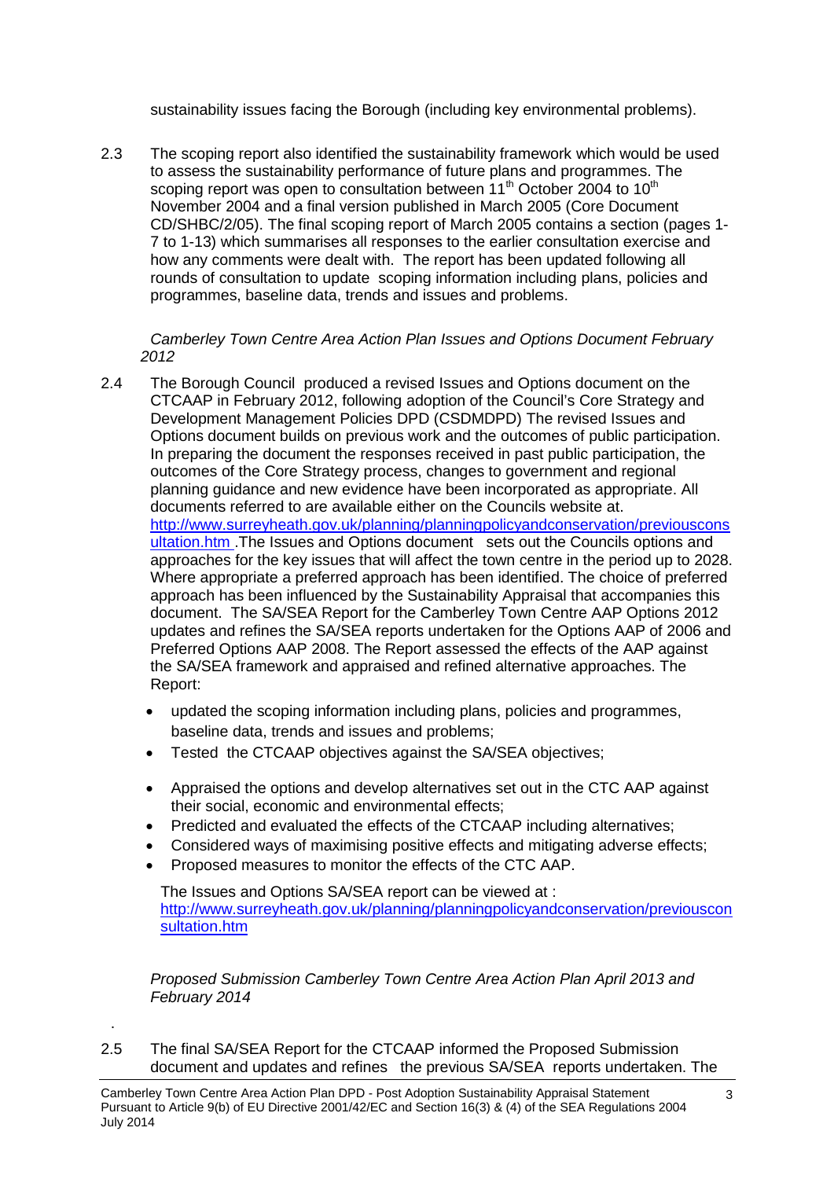sustainability issues facing the Borough (including key environmental problems).

2.3 The scoping report also identified the sustainability framework which would be used to assess the sustainability performance of future plans and programmes. The scoping report was open to consultation between 11th October 2004 to 10th November 2004 and a final version published in March 2005 (Core Document CD/SHBC/2/05). The final scoping report of March 2005 contains a section (pages 1-7 to 1-13) which summarises all responses to the earlier consultation exercise and how any comments were dealt with. The report has been updated following all rounds of consultation to update scoping information including plans, policies and programmes, baseline data, trends and issues and problems.

*Camberley Town Centre Area Action Plan Issues and Options Document February 2012*

2.4 The Borough Council produced a revised Issues and Options document on the CTCAAP in February 2012, following adoption of the Council's Core Strategy and Development Management Policies DPD (CSDMDPD) The revised Issues and Options document builds on previous work and the outcomes of public participation. In preparing the document the responses received in past public participation, the outcomes of the Core Strategy process, changes to government and regional planning guidance and new evidence have been incorporated as appropriate. All documents referred to are available either on the Councils website at. [http://www.surreyheath.gov.uk/planning/planningpolicyandconservation/previousconsultation.htm](http://www.surreyheath.gov.uk/planning/planningpolicyandconservation/previousconsultation.htm) .The Issues and Options document sets out the Councils options and approaches for the key issues that will affect the town centre in the period up to 2028. Where appropriate a preferred approach has been identified. The choice of preferred approach has been influenced by the Sustainability Appraisal that accompanies this document. The SA/SEA Report for the Camberley Town Centre AAP Options 2012 updates and refines the SA/SEA reports undertaken for the Options AAP of 2006 and Preferred Options AAP 2008. The Report assessed the effects of the AAP against the SA/SEA framework and appraised and refined alternative approaches. The Report:

- updated the scoping information including plans, policies and programmes, baseline data, trends and issues and problems;
- Tested the CTCAAP objectives against the SA/SEA objectives;
- Appraised the options and develop alternatives set out in the CTC AAP against their social, economic and environmental effects;
- Predicted and evaluated the effects of the CTCAAP including alternatives;
- Considered ways of maximising positive effects and mitigating adverse effects;
- Proposed measures to monitor the effects of the CTC AAP.

The Issues and Options SA/SEA report can be viewed at : [http://www.surreyheath.gov.uk/planning/planningpolicyandconservation/previousconsultation.htm](http://www.surreyheath.gov.uk/planning/planningpolicyandconservation/previousconsultation.htm)

*Proposed Submission Camberley Town Centre Area Action Plan April 2013 and February 2014*

2.5 The final SA/SEA Report for the CTCAAP informed the Proposed Submission document and updates and refines the previous SA/SEA reports undertaken. The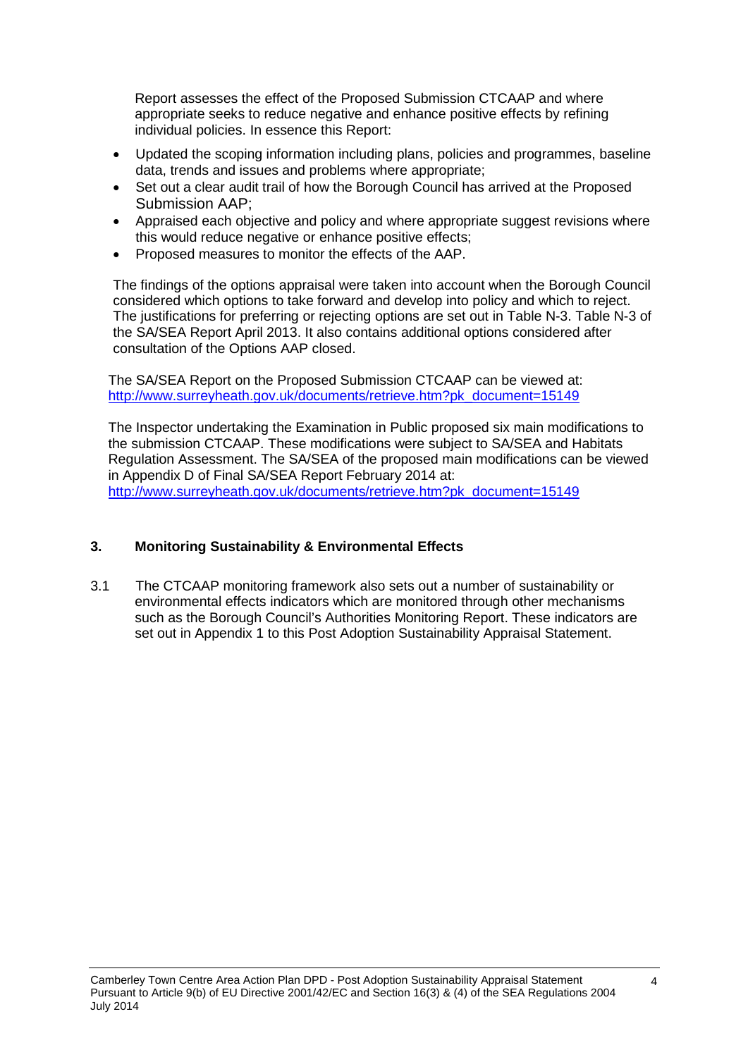Report assesses the effect of the Proposed Submission CTCAAP and where appropriate seeks to reduce negative and enhance positive effects by refining individual policies. In essence this Report:

- Updated the scoping information including plans, policies and programmes, baseline data, trends and issues and problems where appropriate;
- Set out a clear audit trail of how the Borough Council has arrived at the Proposed Submission AAP;
- Appraised each objective and policy and where appropriate suggest revisions where this would reduce negative or enhance positive effects;
- Proposed measures to monitor the effects of the AAP.

The findings of the options appraisal were taken into account when the Borough Council considered which options to take forward and develop into policy and which to reject. The justifications for preferring or rejecting options are set out in Table N-3. Table N-3 of the SA/SEA Report April 2013. It also contains additional options considered after consultation of the Options AAP closed.

The SA/SEA Report on the Proposed Submission CTCAAP can be viewed at: http://www.surreyheath.gov.uk/documents/retrieve.htm?pk_document=15149

The Inspector undertaking the Examination in Public proposed six main modifications to the submission CTCAAP. These modifications were subject to SA/SEA and Habitats Regulation Assessment. The SA/SEA of the proposed main modifications can be viewed in Appendix D of Final SA/SEA Report February 2014 at: http://www.surreyheath.gov.uk/documents/retrieve.htm?pk_document=15149

## 3. Monitoring Sustainability & Environmental Effects

3.1 The CTCAAP monitoring framework also sets out a number of sustainability or environmental effects indicators which are monitored through other mechanisms such as the Borough Council's Authorities Monitoring Report. These indicators are set out in Appendix 1 to this Post Adoption Sustainability Appraisal Statement.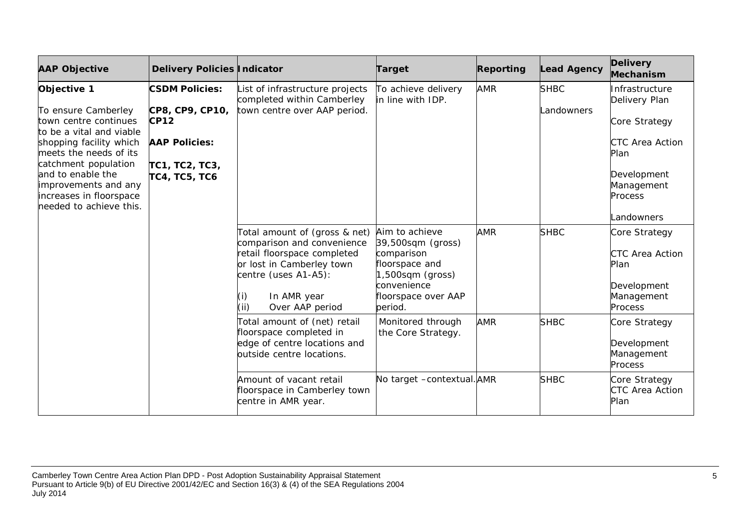| AAP Objective | Delivery Policies | Indicator | Target | Reporting | Lead Agency | Delivery Mechanism |
|---|---|---|---|---|---|---|
| **Objective 1**<br><br>To ensure Camberley town centre continues to be a vital and viable shopping facility which meets the needs of its catchment population and to enable the improvements and any increases in floorspace needed to achieve this. | **CSDM Policies:**<br><br>**CP8, CP9, CP10, CP12**<br><br>**AAP Policies:**<br><br>**TC1, TC2, TC3, TC4, TC5, TC6** | List of infrastructure projects completed within Camberley town centre over AAP period. | To achieve delivery in line with IDP. | AMR | SHBC<br><br>Landowners | Infrastructure Delivery Plan<br><br>Core Strategy<br><br>CTC Area Action Plan<br><br>Development Management Process<br><br>Landowners |
| | | Total amount of (gross & net) comparison and convenience retail floorspace completed or lost in Camberley town centre (uses A1-A5):<br><br>(i) In AMR year<br>(ii) Over AAP period | Aim to achieve 39,500sqm (gross) comparison floorspace and 1,500sqm (gross) convenience floorspace over AAP period. | AMR | SHBC | Core Strategy<br><br>CTC Area Action Plan<br><br>Development Management Process |
| | | Total amount of (net) retail floorspace completed in edge of centre locations and outside centre locations. | Monitored through the Core Strategy. | AMR | SHBC | Core Strategy<br><br>Development Management Process |
| | | Amount of vacant retail floorspace in Camberley town centre in AMR year. | No target –contextual. | AMR | SHBC | Core Strategy<br>CTC Area Action Plan |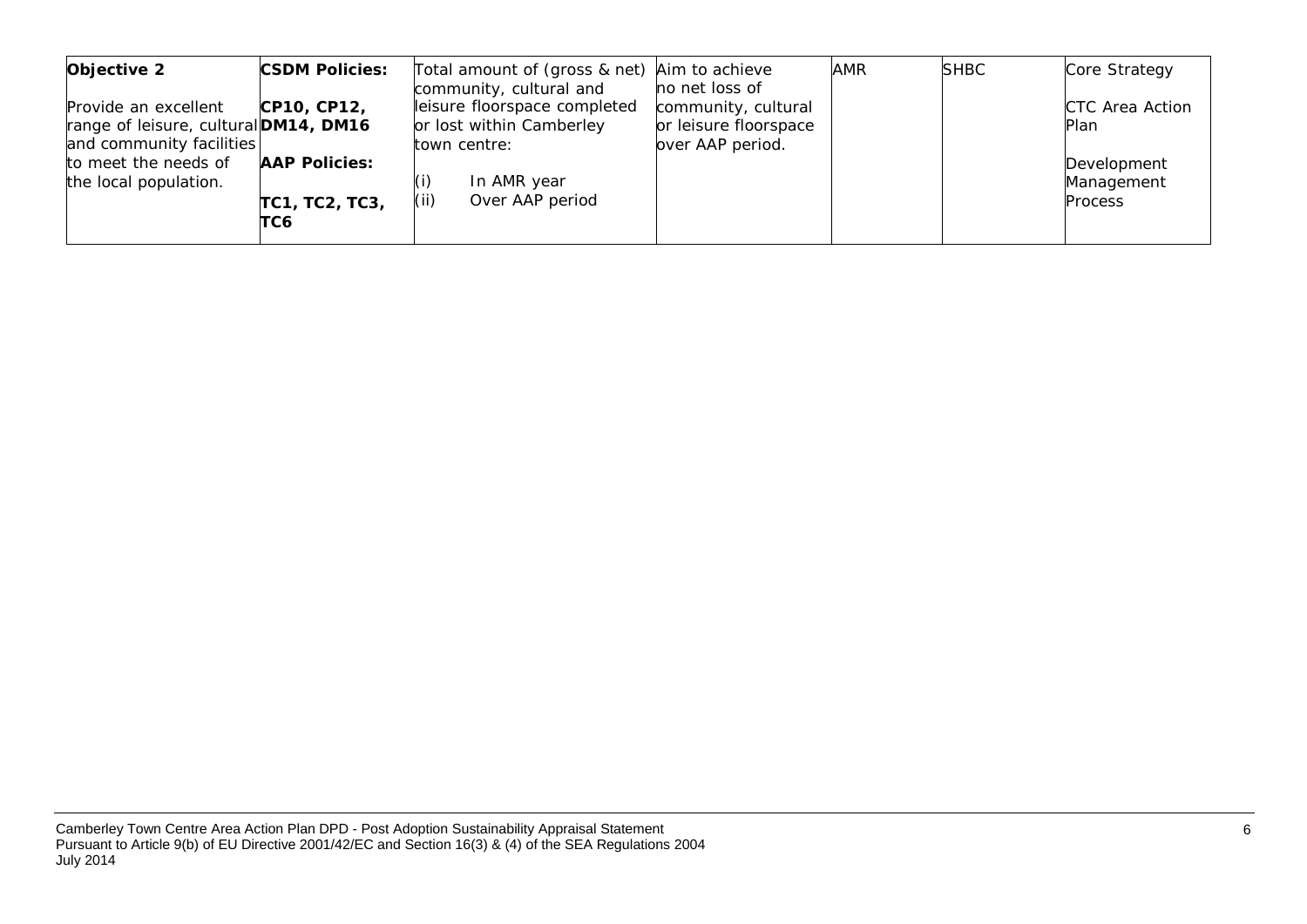| **Objective 2**<br><br>Provide an excellent range of leisure, cultural and community facilities to meet the needs of the local population. | **CSDM Policies:**<br><br>**CP10, CP12, DM14, DM16**<br><br>**AAP Policies:**<br><br>**TC1, TC2, TC3, TC6** | Total amount of (gross & net) community, cultural and leisure floorspace completed or lost within Camberley town centre:<br><br>(i) In AMR year<br>(ii) Over AAP period | Aim to achieve no net loss of community, cultural or leisure floorspace over AAP period. | AMR | SHBC | Core Strategy<br><br>CTC Area Action Plan<br><br>Development Management Process |
|---|---|---|---|---|---|---|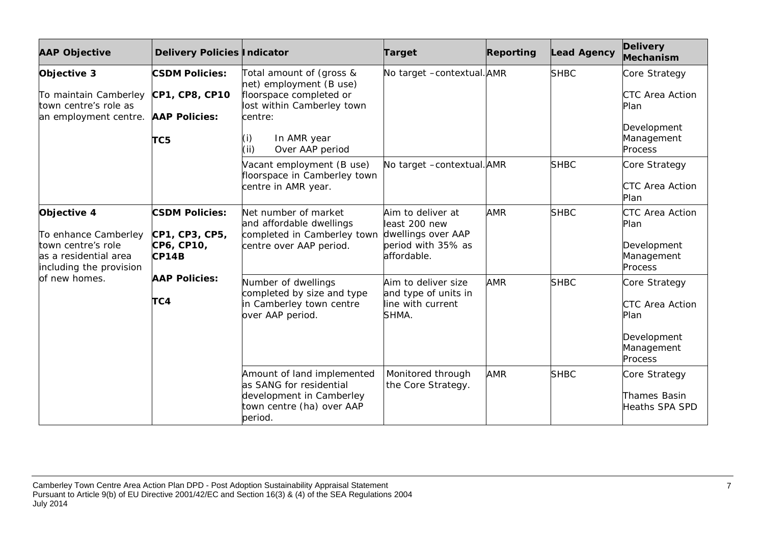| AAP Objective | Delivery Policies | Indicator | Target | Reporting | Lead Agency | Delivery Mechanism |
|---|---|---|---|---|---|---|
| **Objective 3**<br><br>To maintain Camberley town centre's role as an employment centre. | **CSDM Policies:**<br><br>**CP1, CP8, CP10**<br><br>**AAP Policies:**<br><br>**TC5** | Total amount of (gross & net) employment (B use) floorspace completed or lost within Camberley town centre:<br>(i) In AMR year<br>(ii) Over AAP period | No target –contextual. | AMR | SHBC | Core Strategy<br><br>CTC Area Action Plan<br><br>Development Management Process |
| | | Vacant employment (B use) floorspace in Camberley town centre in AMR year. | No target –contextual. | AMR | SHBC | Core Strategy<br><br>CTC Area Action Plan |
| **Objective 4**<br><br>To enhance Camberley town centre's role as a residential area including the provision of new homes. | **CSDM Policies:**<br><br>**CP1, CP3, CP5, CP6, CP10, CP14B**<br><br>**AAP Policies:**<br><br>**TC4** | Net number of market and affordable dwellings completed in Camberley town centre over AAP period. | Aim to deliver at least 200 new dwellings over AAP period with 35% as affordable. | AMR | SHBC | CTC Area Action Plan<br><br>Development Management Process |
| | | Number of dwellings completed by size and type in Camberley town centre over AAP period. | Aim to deliver size and type of units in line with current SHMA. | AMR | SHBC | Core Strategy<br><br>CTC Area Action Plan<br><br>Development Management Process |
| | | Amount of land implemented as SANG for residential development in Camberley town centre (ha) over AAP period. | Monitored through the Core Strategy. | AMR | SHBC | Core Strategy<br><br>Thames Basin Heaths SPA SPD |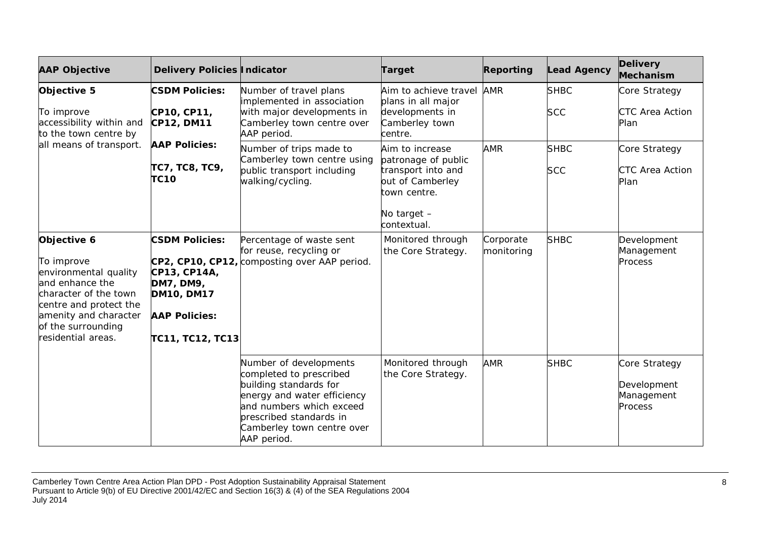| AAP Objective | Delivery Policies | Indicator | Target | Reporting | Lead Agency | Delivery Mechanism |
|---|---|---|---|---|---|---|
| **Objective 5**<br><br>To improve accessibility within and to the town centre by all means of transport. | **CSDM Policies:**<br><br>**CP10, CP11, CP12, DM11**<br><br>**AAP Policies:**<br><br>**TC7, TC8, TC9, TC10** | Number of travel plans implemented in association with major developments in Camberley town centre over AAP period. | Aim to achieve travel plans in all major developments in Camberley town centre. | AMR | SHBC<br><br>SCC | Core Strategy<br><br>CTC Area Action Plan |
| | | Number of trips made to Camberley town centre using public transport including walking/cycling. | Aim to increase patronage of public transport into and out of Camberley town centre.<br><br>No target – contextual. | AMR | SHBC<br><br>SCC | Core Strategy<br><br>CTC Area Action Plan |
| **Objective 6**<br><br>To improve environmental quality and enhance the character of the town centre and protect the amenity and character of the surrounding residential areas. | **CSDM Policies:**<br><br>**CP2, CP10, CP12, CP13, CP14A, DM7, DM9, DM10, DM17**<br><br>**AAP Policies:**<br><br>**TC11, TC12, TC13** | Percentage of waste sent for reuse, recycling or composting over AAP period. | Monitored through the Core Strategy. | Corporate monitoring | SHBC | Development Management Process |
| | | Number of developments completed to prescribed building standards for energy and water efficiency and numbers which exceed prescribed standards in Camberley town centre over AAP period. | Monitored through the Core Strategy. | AMR | SHBC | Core Strategy<br><br>Development Management Process |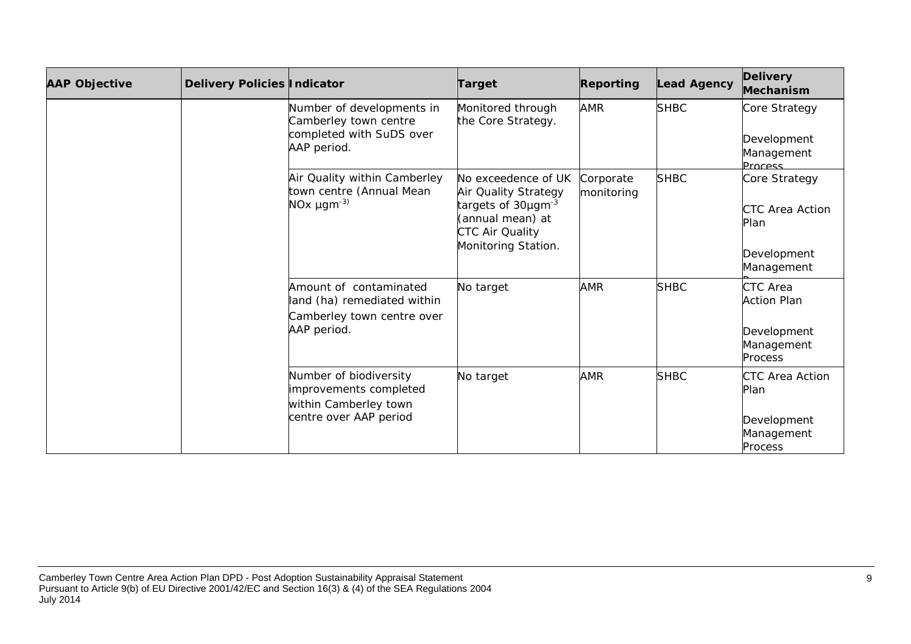| AAP Objective | Delivery Policies | Indicator | Target | Reporting | Lead Agency | Delivery Mechanism |
|---|---|---|---|---|---|---|
| | | Number of developments in Camberley town centre completed with SuDS over AAP period. | Monitored through the Core Strategy. | AMR | SHBC | Core Strategy<br><br>Development Management Process |
| | | Air Quality within Camberley town centre (Annual Mean NOx $\mu gm^{-3}$) | No exceedence of UK Air Quality Strategy targets of $30\mu gm^{-3}$ (annual mean) at CTC Air Quality Monitoring Station. | Corporate monitoring | SHBC | Core Strategy<br><br>CTC Area Action Plan<br><br>Development Management Process |
| | | Amount of contaminated land (ha) remediated within Camberley town centre over AAP period. | No target | AMR | SHBC | CTC Area Action Plan<br><br>Development Management Process |
| | | Number of biodiversity improvements completed within Camberley town centre over AAP period | No target | AMR | SHBC | CTC Area Action Plan<br><br>Development Management Process |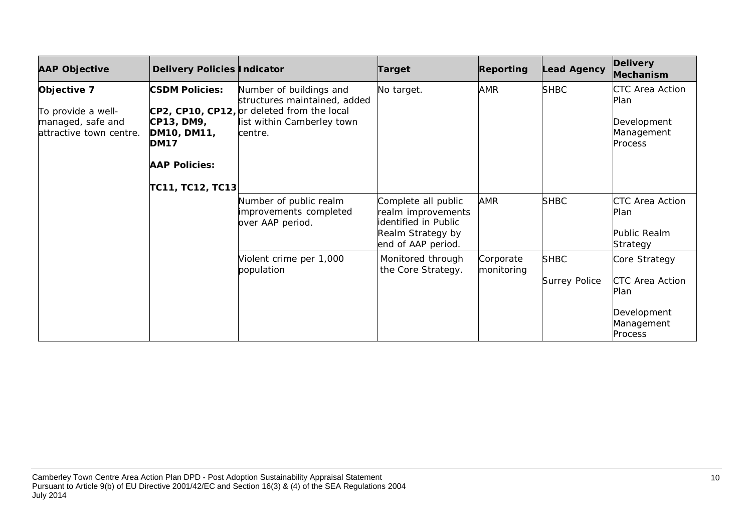| AAP Objective | Delivery Policies | Indicator | Target | Reporting | Lead Agency | Delivery Mechanism |
|---|---|---|---|---|---|---|
| **Objective 7**<br><br>To provide a well-managed, safe and attractive town centre. | **CSDM Policies:**<br><br>**CP2, CP10, CP12, CP13, DM9, DM10, DM11, DM17**<br><br>**AAP Policies:**<br><br>**TC11, TC12, TC13** | Number of buildings and structures maintained, added or deleted from the local list within Camberley town centre. | No target. | AMR | SHBC | CTC Area Action Plan<br><br>Development Management Process |
| | | Number of public realm improvements completed over AAP period. | Complete all public realm improvements identified in Public Realm Strategy by end of AAP period. | AMR | SHBC | CTC Area Action Plan<br><br>Public Realm Strategy |
| | | Violent crime per 1,000 population | Monitored through the Core Strategy. | Corporate monitoring | SHBC<br><br>Surrey Police | Core Strategy<br><br>CTC Area Action Plan<br><br>Development Management Process |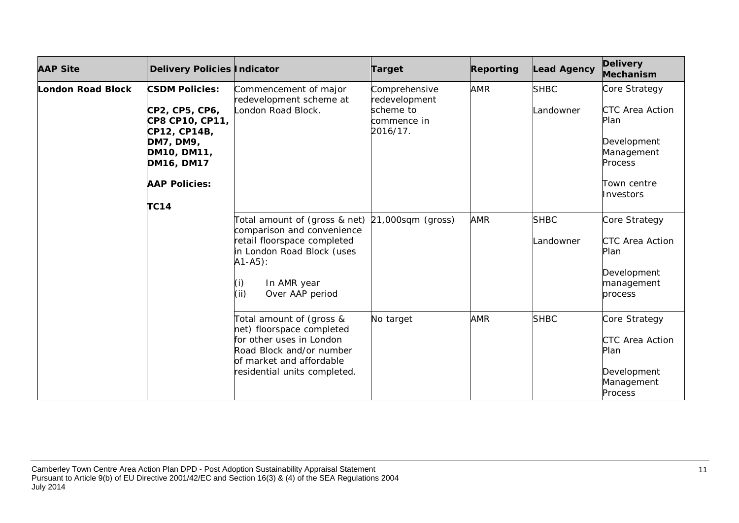| AAP Site | Delivery Policies | Indicator | Target | Reporting | Lead Agency | Delivery Mechanism |
|---|---|---|---|---|---|---|
| **London Road Block** | **CSDM Policies:**<br><br>**CP2, CP5, CP6, CP8 CP10, CP11, CP12, CP14B, DM7, DM9, DM10, DM11, DM16, DM17**<br><br>**AAP Policies:**<br><br>**TC14** | Commencement of major redevelopment scheme at London Road Block. | Comprehensive redevelopment scheme to commence in 2016/17. | AMR | SHBC<br><br>Landowner | Core Strategy<br><br>CTC Area Action Plan<br><br>Development Management Process<br><br>Town centre Investors |
| | | Total amount of (gross & net) comparison and convenience retail floorspace completed in London Road Block (uses A1-A5):<br><br>(i) In AMR year<br>(ii) Over AAP period | 21,000sqm (gross) | AMR | SHBC<br><br>Landowner | Core Strategy<br><br>CTC Area Action Plan<br><br>Development management process |
| | | Total amount of (gross & net) floorspace completed for other uses in London Road Block and/or number of market and affordable residential units completed. | No target | AMR | SHBC | Core Strategy<br><br>CTC Area Action Plan<br><br>Development Management Process |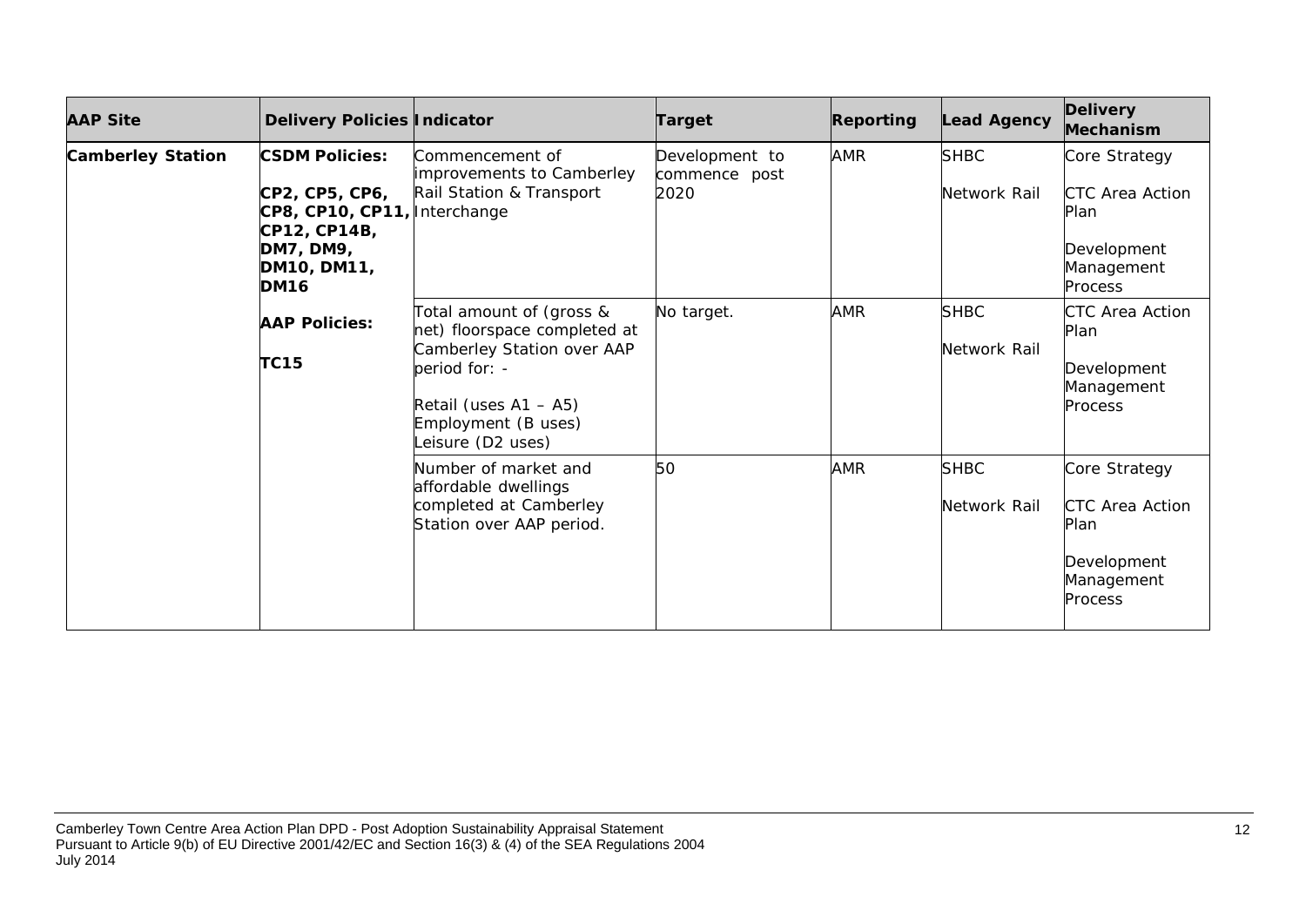| AAP Site | Delivery Policies | Indicator | Target | Reporting | Lead Agency | Delivery Mechanism |
|---|---|---|---|---|---|---|
| **Camberley Station** | **CSDM Policies:**<br><br>**CP2, CP5, CP6, CP8, CP10, CP11, CP12, CP14B, DM7, DM9, DM10, DM11, DM16**<br><br>**AAP Policies:**<br><br>**TC15** | Commencement of improvements to Camberley Rail Station & Transport Interchange | Development to commence post 2020 | AMR | SHBC<br><br>Network Rail | Core Strategy<br><br>CTC Area Action Plan<br><br>Development Management Process |
| | | Total amount of (gross & net) floorspace completed at Camberley Station over AAP period for: -<br><br>Retail (uses A1 – A5)<br>Employment (B uses)<br>Leisure (D2 uses) | No target. | AMR | SHBC<br><br>Network Rail | CTC Area Action Plan<br><br>Development Management Process |
| | | Number of market and affordable dwellings completed at Camberley Station over AAP period. | 50 | AMR | SHBC<br><br>Network Rail | Core Strategy<br><br>CTC Area Action Plan<br><br>Development Management Process |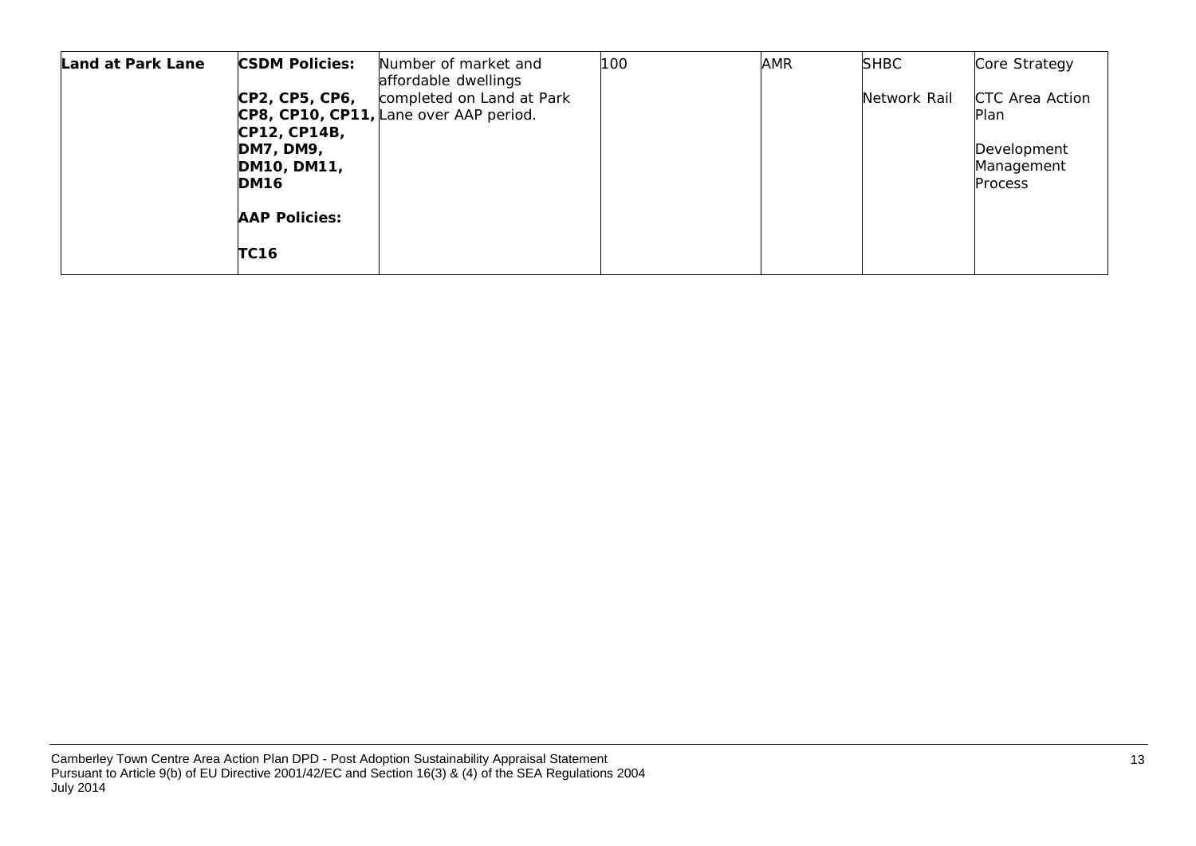| | | | | | | |
|---|---|---|---|---|---|---|
| **Land at Park Lane** | **CSDM Policies:**<br><br>**CP2, CP5, CP6, CP8, CP10, CP11, CP12, CP14B, DM7, DM9, DM10, DM11, DM16**<br><br>**AAP Policies:**<br><br>**TC16** | Number of market and affordable dwellings completed on Land at Park Lane over AAP period. | 100 | AMR | SHBC<br><br>Network Rail | Core Strategy<br><br>CTC Area Action Plan<br><br>Development Management Process |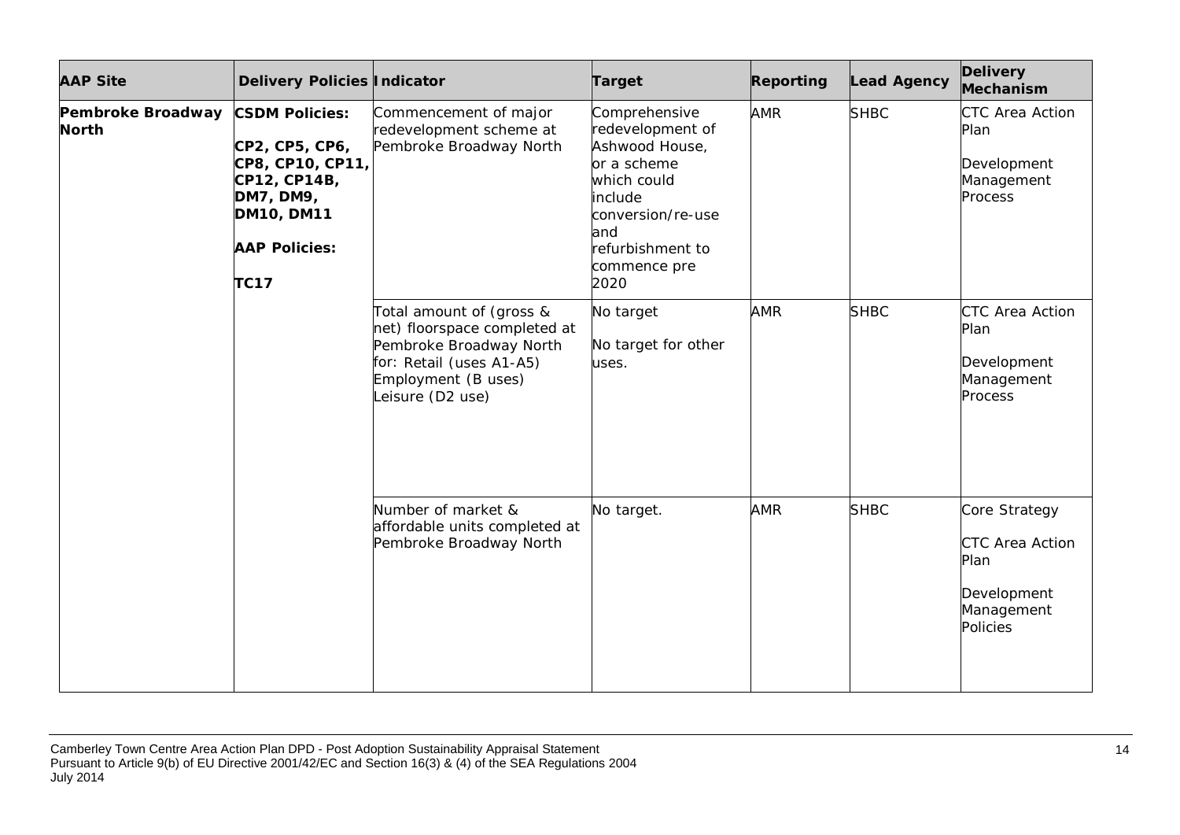| AAP Site | Delivery Policies | Indicator | Target | Reporting | Lead Agency | Delivery Mechanism |
|---|---|---|---|---|---|---|
| **Pembroke Broadway North** | **CSDM Policies:**<br><br>**CP2, CP5, CP6, CP8, CP10, CP11, CP12, CP14B, DM7, DM9, DM10, DM11**<br><br>**AAP Policies:**<br><br>**TC17** | Commencement of major redevelopment scheme at Pembroke Broadway North | Comprehensive redevelopment of Ashwood House, or a scheme which could include conversion/re-use and refurbishment to commence pre 2020 | AMR | SHBC | CTC Area Action Plan<br><br>Development Management Process |
| | | Total amount of (gross & net) floorspace completed at Pembroke Broadway North for: Retail (uses A1-A5) Employment (B uses) Leisure (D2 use) | No target<br><br>No target for other uses. | AMR | SHBC | CTC Area Action Plan<br><br>Development Management Process |
| | | Number of market & affordable units completed at Pembroke Broadway North | No target. | AMR | SHBC | Core Strategy<br><br>CTC Area Action Plan<br><br>Development Management Policies |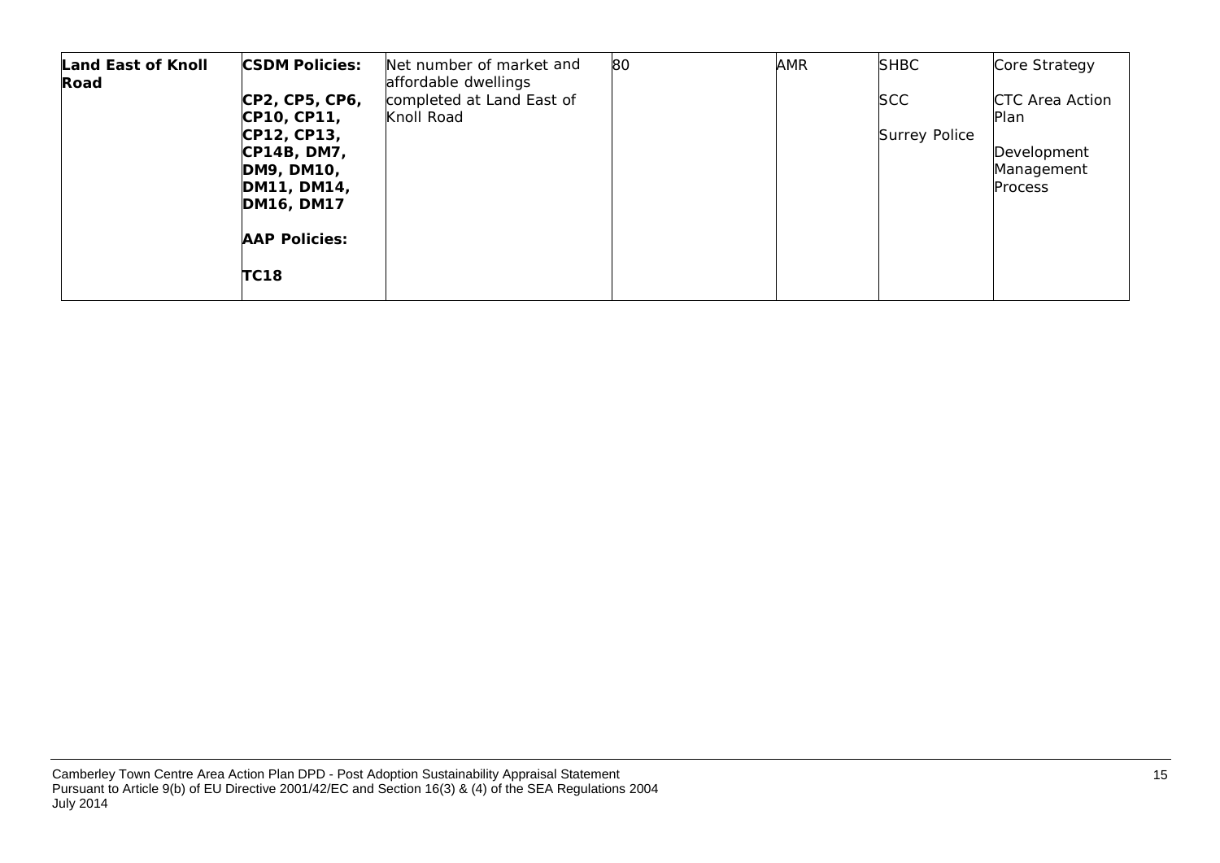| **Land East of Knoll Road** | **CSDM Policies:**<br><br>**CP2, CP5, CP6, CP10, CP11, CP12, CP13, CP14B, DM7, DM9, DM10, DM11, DM14, DM16, DM17**<br><br>**AAP Policies:**<br><br>**TC18** | Net number of market and affordable dwellings completed at Land East of Knoll Road | 80 | AMR | SHBC<br><br>SCC<br><br>Surrey Police | Core Strategy<br><br>CTC Area Action Plan<br><br>Development Management Process |
|---|---|---|---|---|---|---|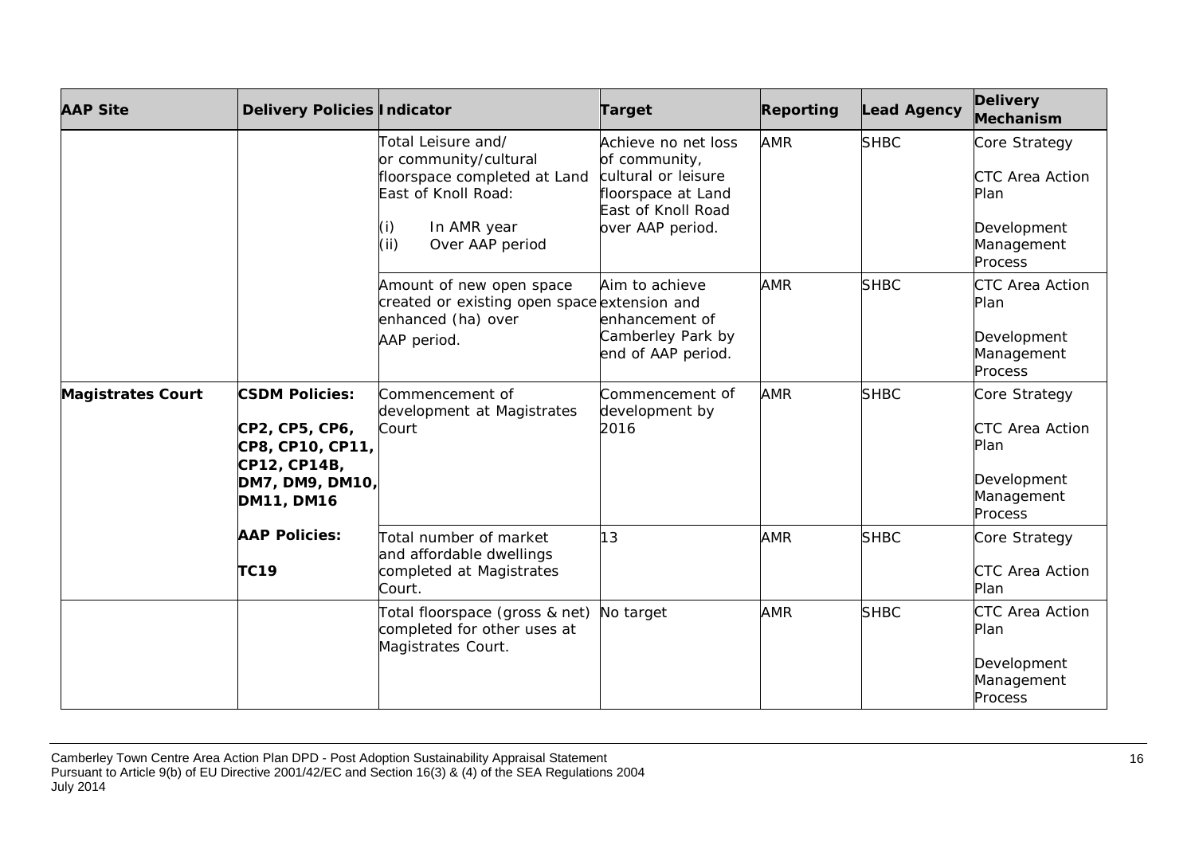| AAP Site | Delivery Policies | Indicator | Target | Reporting | Lead Agency | Delivery Mechanism |
|---|---|---|---|---|---|---|
| | | Total Leisure and/ or community/cultural floorspace completed at Land East of Knoll Road:<br>(i) In AMR year<br>(ii) Over AAP period | Achieve no net loss of community, cultural or leisure floorspace at Land East of Knoll Road over AAP period. | AMR | SHBC | Core Strategy<br><br>CTC Area Action Plan<br><br>Development Management Process |
| | | Amount of new open space created or existing open space enhanced (ha) over AAP period. | Aim to achieve extension and enhancement of Camberley Park by end of AAP period. | AMR | SHBC | CTC Area Action Plan<br><br>Development Management Process |
| **Magistrates Court** | **CSDM Policies:**<br><br>**CP2, CP5, CP6, CP8, CP10, CP11, CP12, CP14B, DM7, DM9, DM10, DM11, DM16** | Commencement of development at Magistrates Court | Commencement of development by 2016 | AMR | SHBC | Core Strategy<br><br>CTC Area Action Plan<br><br>Development Management Process |
| | **AAP Policies:**<br><br>**TC19** | Total number of market and affordable dwellings completed at Magistrates Court. | 13 | AMR | SHBC | Core Strategy<br><br>CTC Area Action Plan |
| | | Total floorspace (gross & net) completed for other uses at Magistrates Court. | No target | AMR | SHBC | CTC Area Action Plan<br><br>Development Management Process |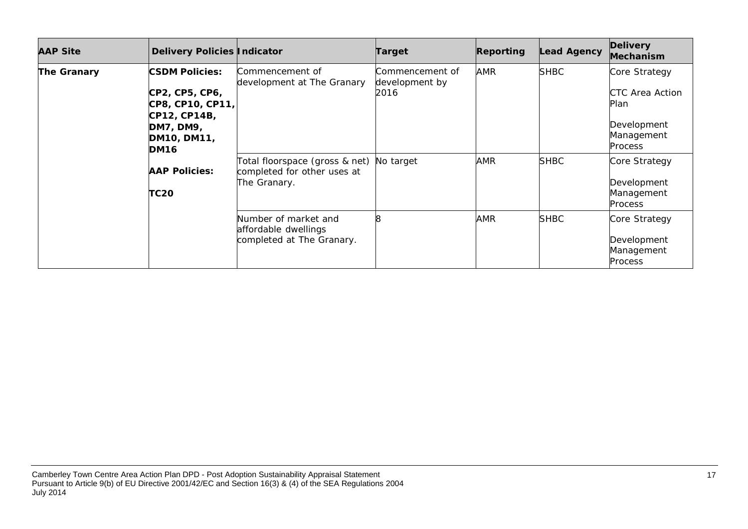| AAP Site | Delivery Policies | Indicator | Target | Reporting | Lead Agency | Delivery Mechanism |
|---|---|---|---|---|---|---|
| **The Granary** | **CSDM Policies:** **CP2, CP5, CP6, CP8, CP10, CP11, CP12, CP14B, DM7, DM9, DM10, DM11, DM16** **AAP Policies:** **TC20** | Commencement of development at The Granary | Commencement of development by 2016 | AMR | SHBC | Core Strategy CTC Area Action Plan Development Management Process |
| | | Total floorspace (gross & net) completed for other uses at The Granary. | No target | AMR | SHBC | Core Strategy Development Management Process |
| | | Number of market and affordable dwellings completed at The Granary. | 8 | AMR | SHBC | Core Strategy Development Management Process |